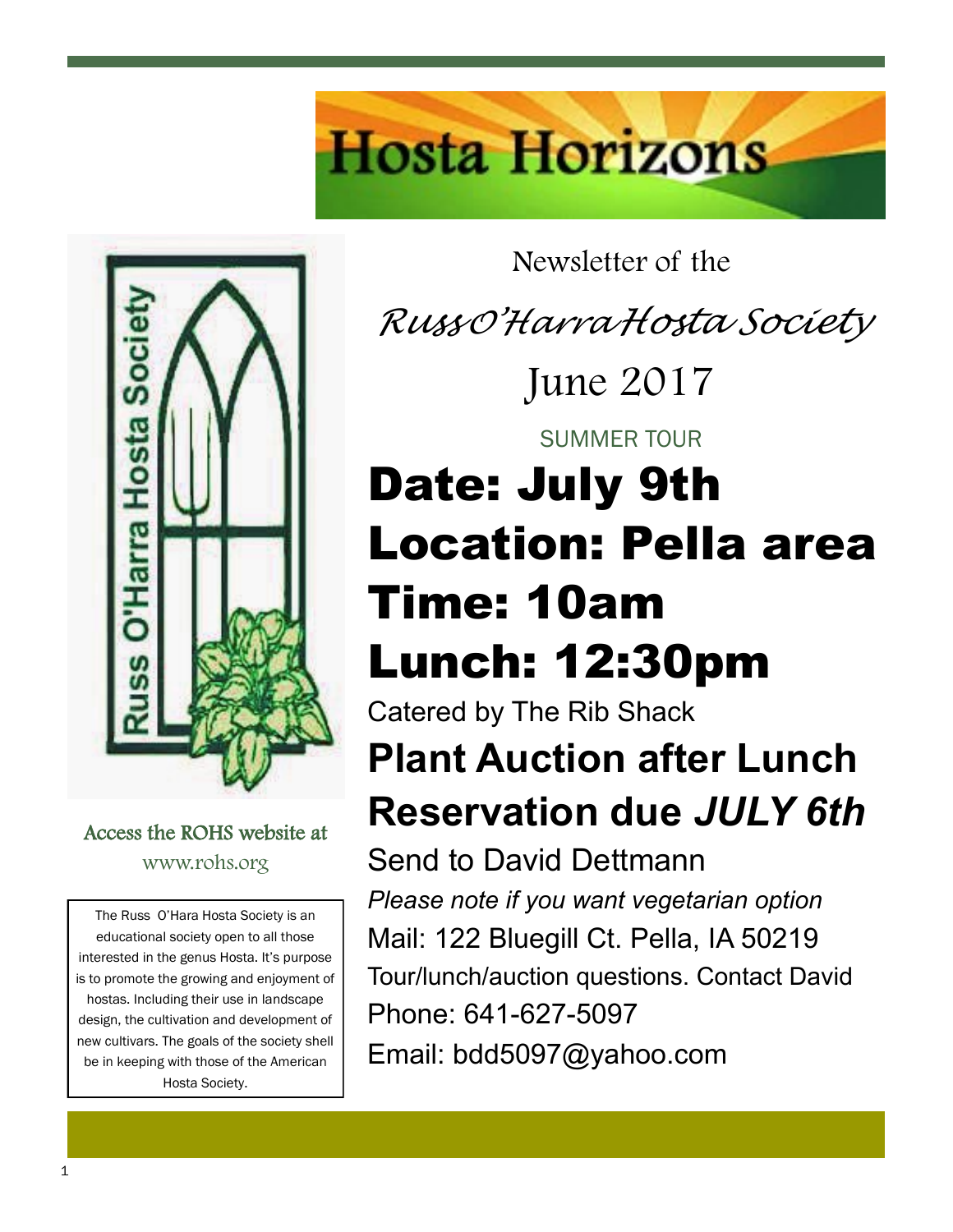# Hosta Horizons

Newsletter of the

*RussO'HarraHosta Society*

June 2017

Access the ROHS website at

www.rohs.org

The Russ O'Hara Hosta Society is an educational society open to all those interested in the genus Hosta. It's purpose is to promote the growing and enjoyment of hostas. Including their use in landscape design, the cultivation and development of new cultivars. The goals of the society shell be in keeping with those of the American Hosta Society.

SUMMER TOUR

# Date: July 9th

# Location: Pella area

# Time: 10am

# Lunch: 12:30pm

Catered by The Rib Shack

## Plant Auction after Lunch

## Reservation due *JULY 6th*

Send to David Dettmann

*Please note if you want vegetarian option*

Mail: 122 Bluegill Ct. Pella, IA 50219

Tour/lunch/auction questions. Contact David

Phone: 641-627-5097

Email: bdd5097@yahoo.com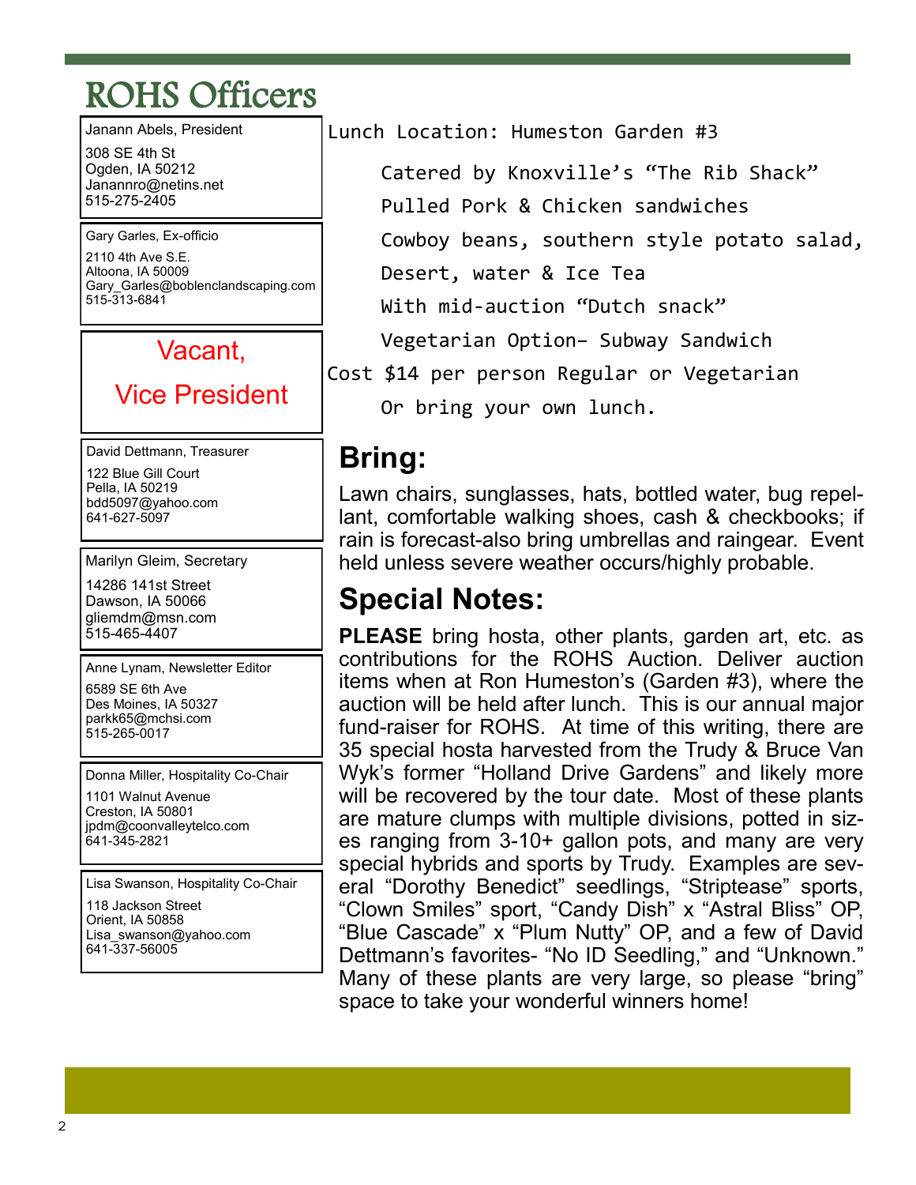# ROHS Officers

Janann Abels, President

308 SE 4th St
Ogden, IA 50212
Janannro@netins.net
515-275-2405

Gary Garles, Ex-officio

2110 4th Ave S.E.
Altoona, IA 50009
Gary_Garles@boblenclandscaping.com
515-313-6841

Vacant,

Vice President

David Dettmann, Treasurer

122 Blue Gill Court
Pella, IA 50219
bdd5097@yahoo.com
641-627-5097

Marilyn Gleim, Secretary

14286 141st Street
Dawson, IA 50066
gliemdm@msn.com
515-465-4407

Anne Lynam, Newsletter Editor

6589 SE 6th Ave
Des Moines, IA 50327
parkk65@mchsi.com
515-265-0017

Donna Miller, Hospitality Co-Chair

1101 Walnut Avenue
Creston, IA 50801
jpdm@coonvalleytelco.com
641-345-2821

Lisa Swanson, Hospitality Co-Chair

118 Jackson Street
Orient, IA 50858
Lisa_swanson@yahoo.com
641-337-56005

Lunch Location: Humeston Garden #3

Catered by Knoxville's "The Rib Shack"

Pulled Pork & Chicken sandwiches

Cowboy beans, southern style potato salad,

Desert, water & Ice Tea

With mid-auction "Dutch snack"

Vegetarian Option– Subway Sandwich

Cost $14 per person Regular or Vegetarian

Or bring your own lunch.

## Bring:

Lawn chairs, sunglasses, hats, bottled water, bug repellant, comfortable walking shoes, cash & checkbooks; if rain is forecast-also bring umbrellas and raingear. Event held unless severe weather occurs/highly probable.

## Special Notes:

**PLEASE** bring hosta, other plants, garden art, etc. as contributions for the ROHS Auction. Deliver auction items when at Ron Humeston's (Garden #3), where the auction will be held after lunch. This is our annual major fund-raiser for ROHS. At time of this writing, there are 35 special hosta harvested from the Trudy & Bruce Van Wyk's former "Holland Drive Gardens" and likely more will be recovered by the tour date. Most of these plants are mature clumps with multiple divisions, potted in sizes ranging from 3-10+ gallon pots, and many are very special hybrids and sports by Trudy. Examples are several "Dorothy Benedict" seedlings, "Striptease" sports, "Clown Smiles" sport, "Candy Dish" x "Astral Bliss" OP, "Blue Cascade" x "Plum Nutty" OP, and a few of David Dettmann's favorites- "No ID Seedling," and "Unknown." Many of these plants are very large, so please "bring" space to take your wonderful winners home!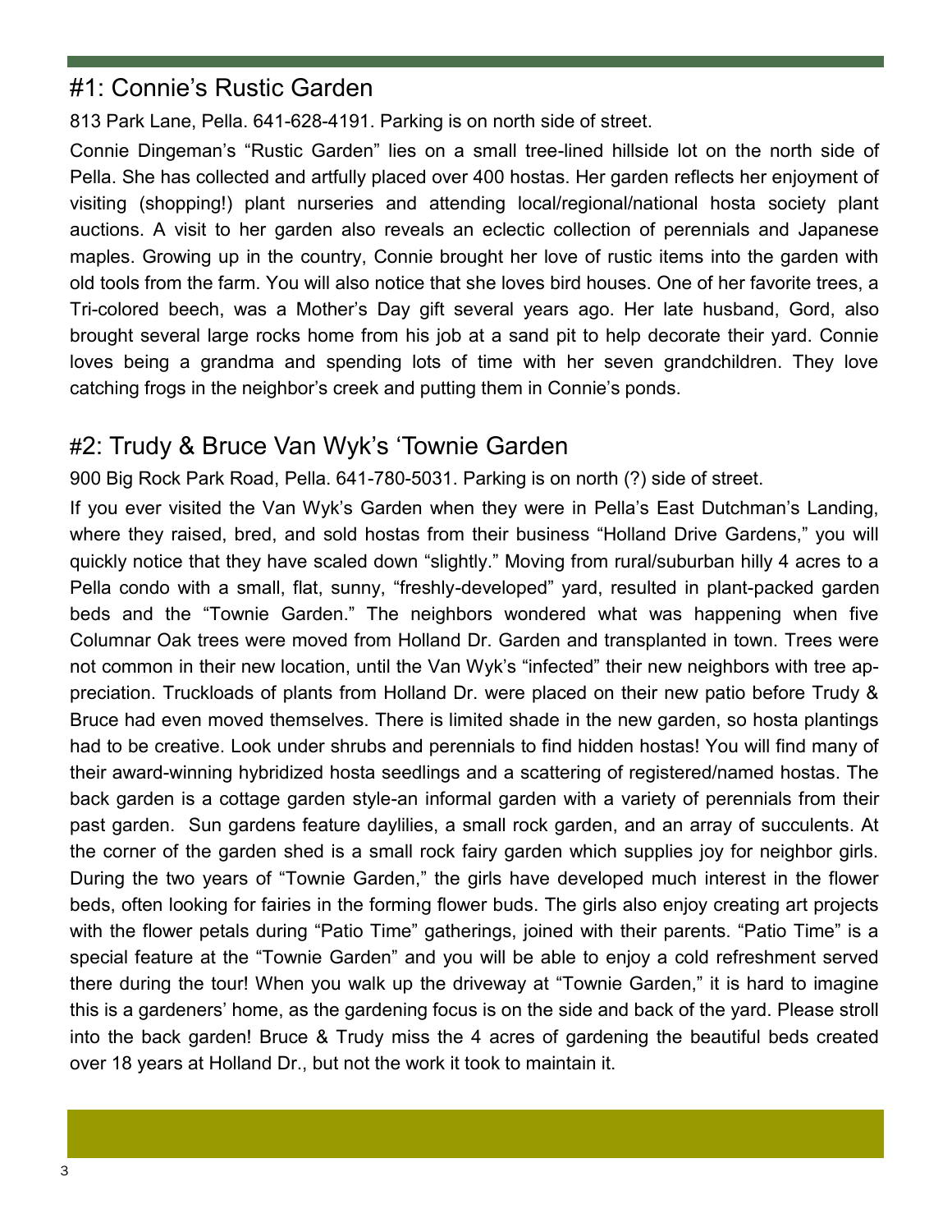## #1: Connie's Rustic Garden

813 Park Lane, Pella. 641-628-4191. Parking is on north side of street.

Connie Dingeman's "Rustic Garden" lies on a small tree-lined hillside lot on the north side of Pella. She has collected and artfully placed over 400 hostas. Her garden reflects her enjoyment of visiting (shopping!) plant nurseries and attending local/regional/national hosta society plant auctions. A visit to her garden also reveals an eclectic collection of perennials and Japanese maples. Growing up in the country, Connie brought her love of rustic items into the garden with old tools from the farm. You will also notice that she loves bird houses. One of her favorite trees, a Tri-colored beech, was a Mother's Day gift several years ago. Her late husband, Gord, also brought several large rocks home from his job at a sand pit to help decorate their yard. Connie loves being a grandma and spending lots of time with her seven grandchildren. They love catching frogs in the neighbor's creek and putting them in Connie's ponds.

## #2: Trudy & Bruce Van Wyk's 'Townie Garden

900 Big Rock Park Road, Pella. 641-780-5031. Parking is on north (?) side of street.

If you ever visited the Van Wyk's Garden when they were in Pella's East Dutchman's Landing, where they raised, bred, and sold hostas from their business "Holland Drive Gardens," you will quickly notice that they have scaled down "slightly." Moving from rural/suburban hilly 4 acres to a Pella condo with a small, flat, sunny, "freshly-developed" yard, resulted in plant-packed garden beds and the "Townie Garden." The neighbors wondered what was happening when five Columnar Oak trees were moved from Holland Dr. Garden and transplanted in town. Trees were not common in their new location, until the Van Wyk's "infected" their new neighbors with tree appreciation. Truckloads of plants from Holland Dr. were placed on their new patio before Trudy & Bruce had even moved themselves. There is limited shade in the new garden, so hosta plantings had to be creative. Look under shrubs and perennials to find hidden hostas! You will find many of their award-winning hybridized hosta seedlings and a scattering of registered/named hostas. The back garden is a cottage garden style-an informal garden with a variety of perennials from their past garden. Sun gardens feature daylilies, a small rock garden, and an array of succulents. At the corner of the garden shed is a small rock fairy garden which supplies joy for neighbor girls. During the two years of "Townie Garden," the girls have developed much interest in the flower beds, often looking for fairies in the forming flower buds. The girls also enjoy creating art projects with the flower petals during "Patio Time" gatherings, joined with their parents. "Patio Time" is a special feature at the "Townie Garden" and you will be able to enjoy a cold refreshment served there during the tour! When you walk up the driveway at "Townie Garden," it is hard to imagine this is a gardeners' home, as the gardening focus is on the side and back of the yard. Please stroll into the back garden! Bruce & Trudy miss the 4 acres of gardening the beautiful beds created over 18 years at Holland Dr., but not the work it took to maintain it.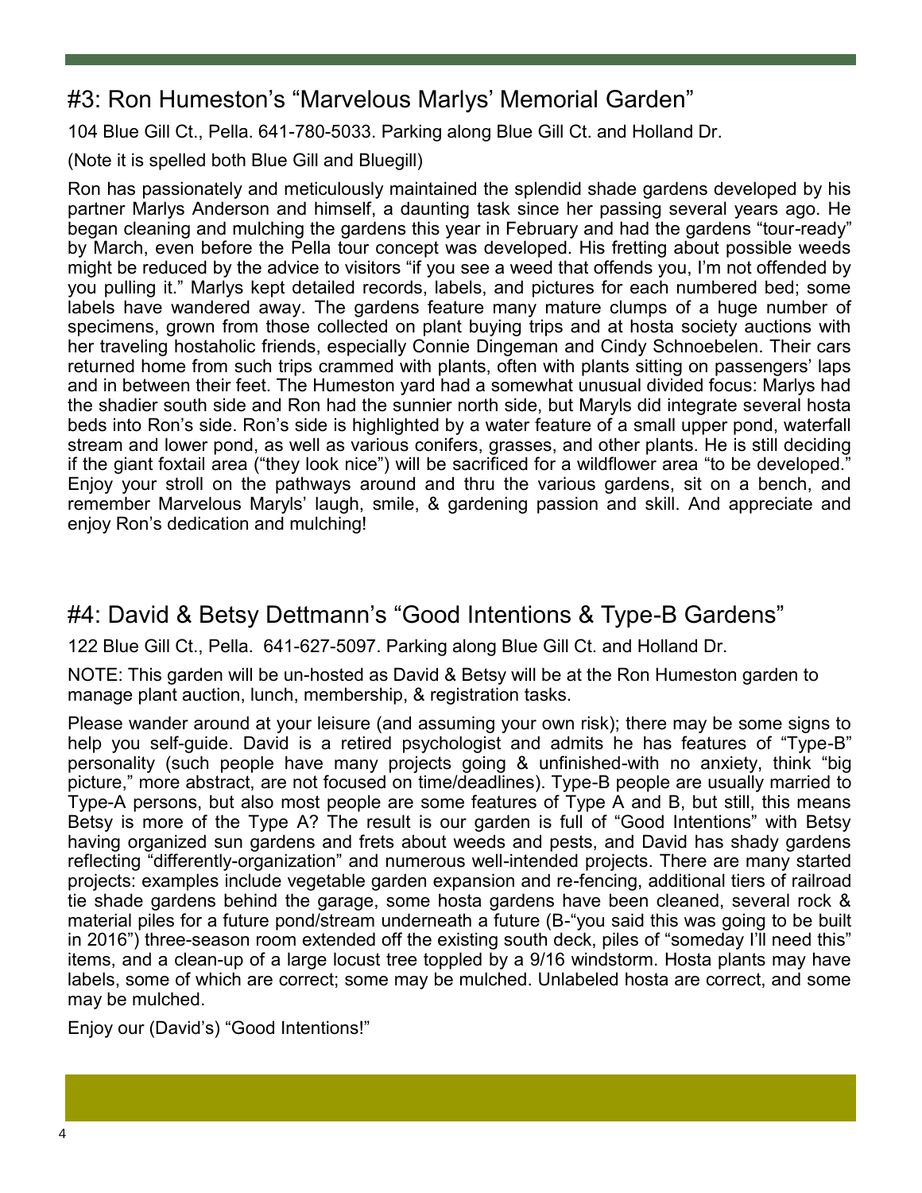## #3: Ron Humeston's "Marvelous Marlys' Memorial Garden"

104 Blue Gill Ct., Pella. 641-780-5033. Parking along Blue Gill Ct. and Holland Dr.

(Note it is spelled both Blue Gill and Bluegill)

Ron has passionately and meticulously maintained the splendid shade gardens developed by his partner Marlys Anderson and himself, a daunting task since her passing several years ago. He began cleaning and mulching the gardens this year in February and had the gardens "tour-ready" by March, even before the Pella tour concept was developed. His fretting about possible weeds might be reduced by the advice to visitors "if you see a weed that offends you, I'm not offended by you pulling it." Marlys kept detailed records, labels, and pictures for each numbered bed; some labels have wandered away. The gardens feature many mature clumps of a huge number of specimens, grown from those collected on plant buying trips and at hosta society auctions with her traveling hostaholic friends, especially Connie Dingeman and Cindy Schnoebelen. Their cars returned home from such trips crammed with plants, often with plants sitting on passengers' laps and in between their feet. The Humeston yard had a somewhat unusual divided focus: Marlys had the shadier south side and Ron had the sunnier north side, but Maryls did integrate several hosta beds into Ron's side. Ron's side is highlighted by a water feature of a small upper pond, waterfall stream and lower pond, as well as various conifers, grasses, and other plants. He is still deciding if the giant foxtail area ("they look nice") will be sacrificed for a wildflower area "to be developed." Enjoy your stroll on the pathways around and thru the various gardens, sit on a bench, and remember Marvelous Maryls' laugh, smile, & gardening passion and skill. And appreciate and enjoy Ron's dedication and mulching!

## #4: David & Betsy Dettmann's "Good Intentions & Type-B Gardens"

122 Blue Gill Ct., Pella. 641-627-5097. Parking along Blue Gill Ct. and Holland Dr.

NOTE: This garden will be un-hosted as David & Betsy will be at the Ron Humeston garden to manage plant auction, lunch, membership, & registration tasks.

Please wander around at your leisure (and assuming your own risk); there may be some signs to help you self-guide. David is a retired psychologist and admits he has features of "Type-B" personality (such people have many projects going & unfinished-with no anxiety, think "big picture," more abstract, are not focused on time/deadlines). Type-B people are usually married to Type-A persons, but also most people are some features of Type A and B, but still, this means Betsy is more of the Type A? The result is our garden is full of "Good Intentions" with Betsy having organized sun gardens and frets about weeds and pests, and David has shady gardens reflecting "differently-organization" and numerous well-intended projects. There are many started projects: examples include vegetable garden expansion and re-fencing, additional tiers of railroad tie shade gardens behind the garage, some hosta gardens have been cleaned, several rock & material piles for a future pond/stream underneath a future (B-"you said this was going to be built in 2016") three-season room extended off the existing south deck, piles of "someday I'll need this" items, and a clean-up of a large locust tree toppled by a 9/16 windstorm. Hosta plants may have labels, some of which are correct; some may be mulched. Unlabeled hosta are correct, and some may be mulched.

Enjoy our (David's) "Good Intentions!"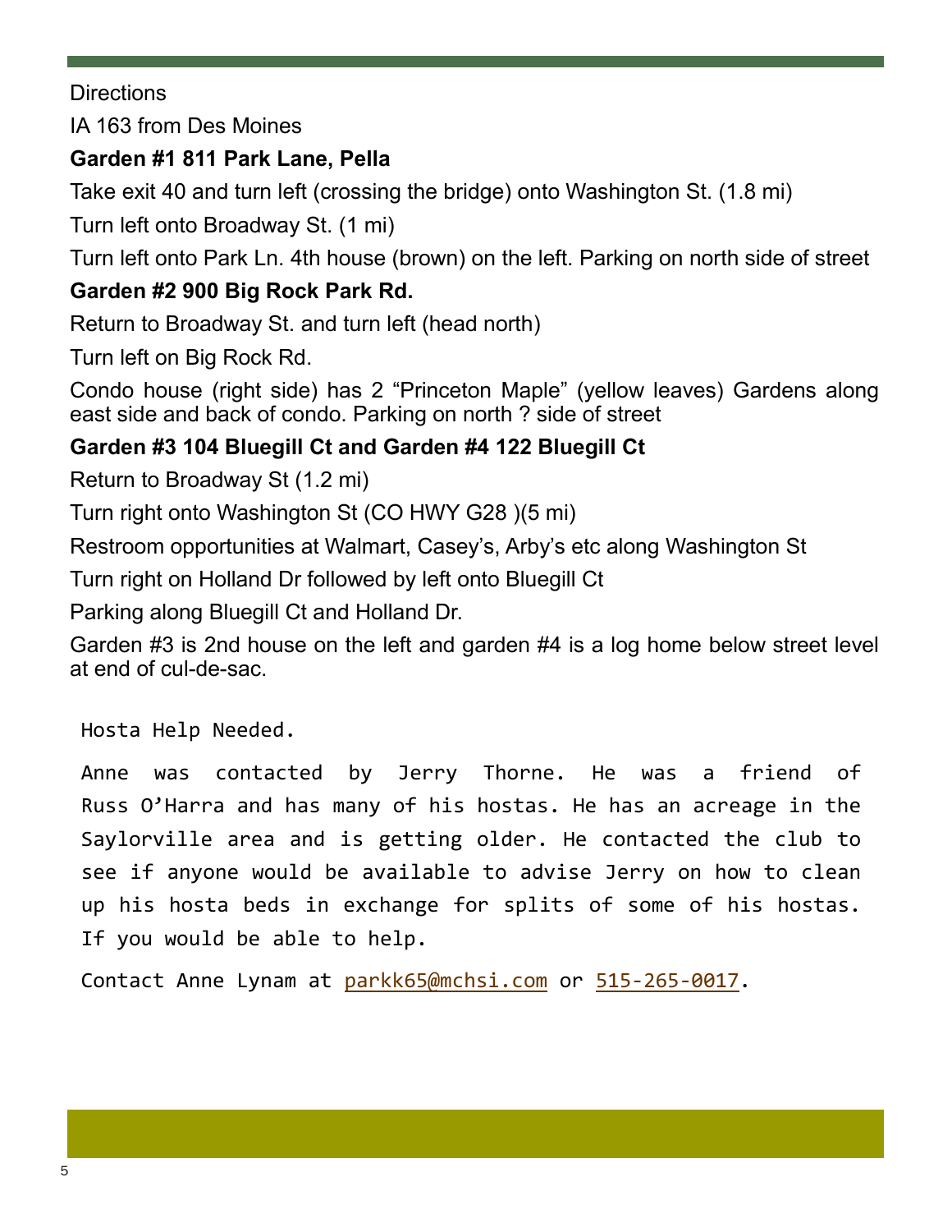Directions

IA 163 from Des Moines

**Garden #1 811 Park Lane, Pella**

Take exit 40 and turn left (crossing the bridge) onto Washington St. (1.8 mi)

Turn left onto Broadway St. (1 mi)

Turn left onto Park Ln. 4th house (brown) on the left. Parking on north side of street

**Garden #2 900 Big Rock Park Rd.**

Return to Broadway St. and turn left (head north)

Turn left on Big Rock Rd.

Condo house (right side) has 2 "Princeton Maple" (yellow leaves) Gardens along east side and back of condo. Parking on north ? side of street

**Garden #3 104 Bluegill Ct and Garden #4 122 Bluegill Ct**

Return to Broadway St (1.2 mi)

Turn right onto Washington St (CO HWY G28 )(5 mi)

Restroom opportunities at Walmart, Casey's, Arby's etc along Washington St

Turn right on Holland Dr followed by left onto Bluegill Ct

Parking along Bluegill Ct and Holland Dr.

Garden #3 is 2nd house on the left and garden #4 is a log home below street level at end of cul-de-sac.

Hosta Help Needed.

Anne was contacted by Jerry Thorne. He was a friend of Russ O'Harra and has many of his hostas. He has an acreage in the Saylorville area and is getting older. He contacted the club to see if anyone would be available to advise Jerry on how to clean up his hosta beds in exchange for splits of some of his hostas. If you would be able to help.

Contact Anne Lynam at parkk65@mchsi.com or 515-265-0017.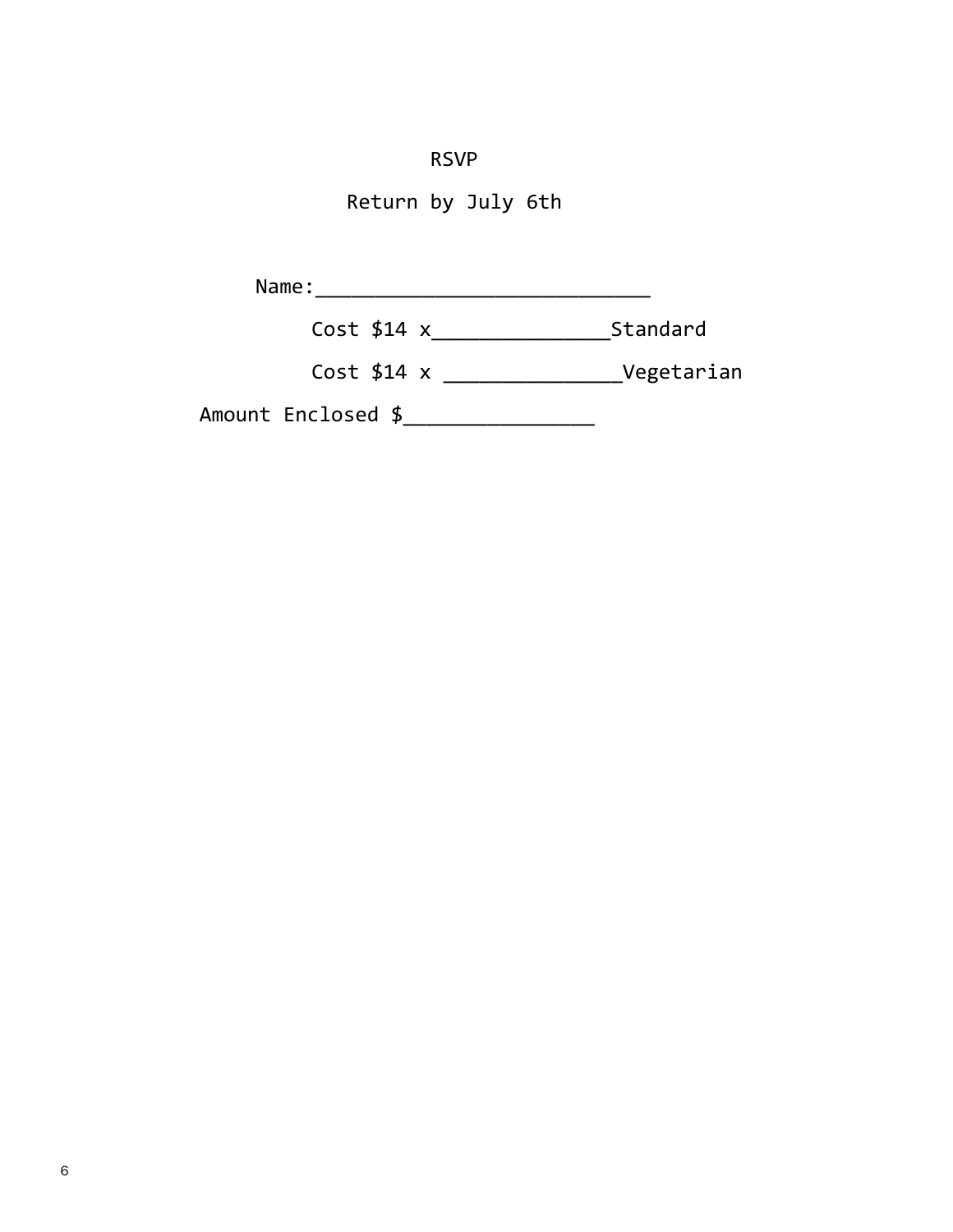RSVP

Return by July 6th

Name:____________________________

Cost $14 x_______________Standard

Cost $14 x _______________Vegetarian

Amount Enclosed $________________